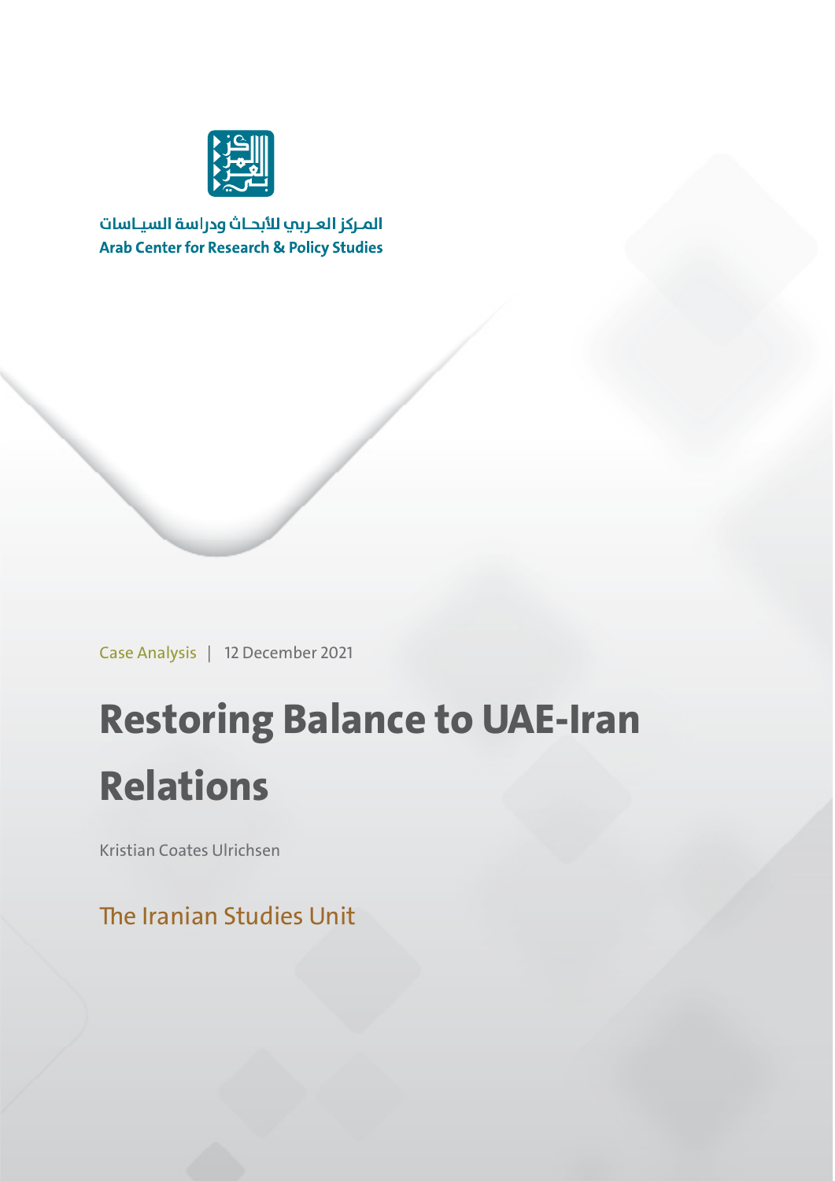المركز العربي للأبحاث ودراسة السياسات
Arab Center for Research & Policy Studies

Case Analysis | 12 December 2021

# Restoring Balance to UAE-Iran Relations

Kristian Coates Ulrichsen

The Iranian Studies Unit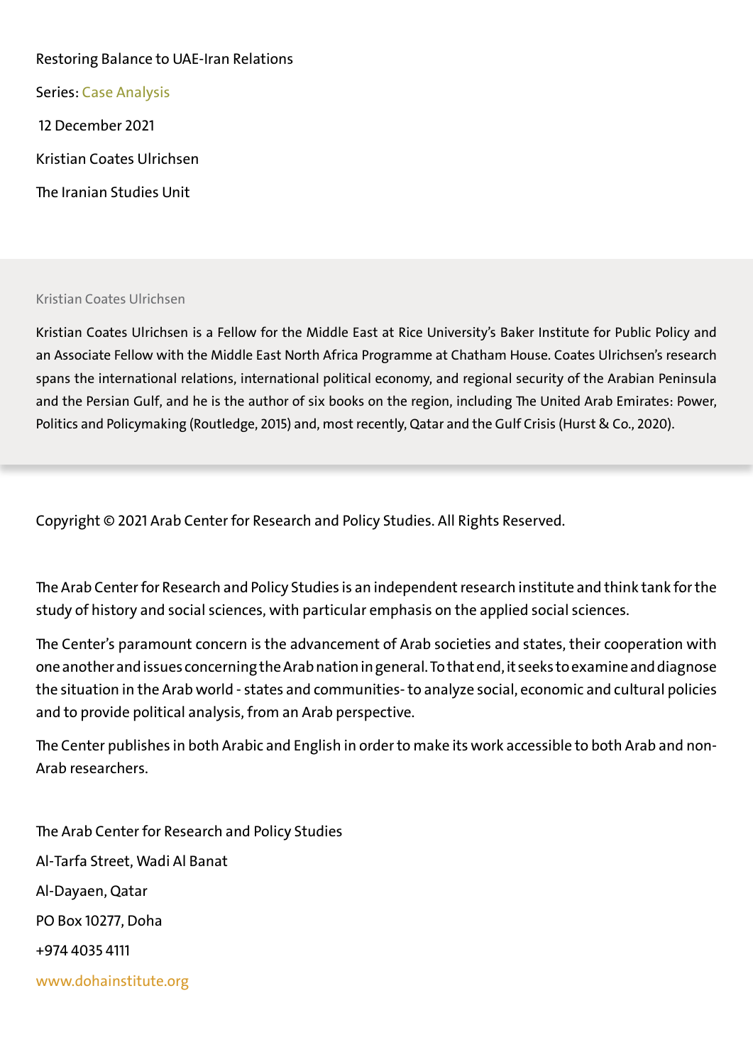Restoring Balance to UAE-Iran Relations

Series: Case Analysis

12 December 2021

Kristian Coates Ulrichsen

The Iranian Studies Unit

Kristian Coates Ulrichsen

Kristian Coates Ulrichsen is a Fellow for the Middle East at Rice University's Baker Institute for Public Policy and an Associate Fellow with the Middle East North Africa Programme at Chatham House. Coates Ulrichsen's research spans the international relations, international political economy, and regional security of the Arabian Peninsula and the Persian Gulf, and he is the author of six books on the region, including The United Arab Emirates: Power, Politics and Policymaking (Routledge, 2015) and, most recently, Qatar and the Gulf Crisis (Hurst & Co., 2020).

Copyright © 2021 Arab Center for Research and Policy Studies. All Rights Reserved.

The Arab Center for Research and Policy Studies is an independent research institute and think tank for the study of history and social sciences, with particular emphasis on the applied social sciences.

The Center's paramount concern is the advancement of Arab societies and states, their cooperation with one another and issues concerning the Arab nation in general. To that end, it seeks to examine and diagnose the situation in the Arab world - states and communities- to analyze social, economic and cultural policies and to provide political analysis, from an Arab perspective.

The Center publishes in both Arabic and English in order to make its work accessible to both Arab and non-Arab researchers.

The Arab Center for Research and Policy Studies

Al-Tarfa Street, Wadi Al Banat

Al-Dayaen, Qatar

PO Box 10277, Doha

+974 4035 4111

www.dohainstitute.org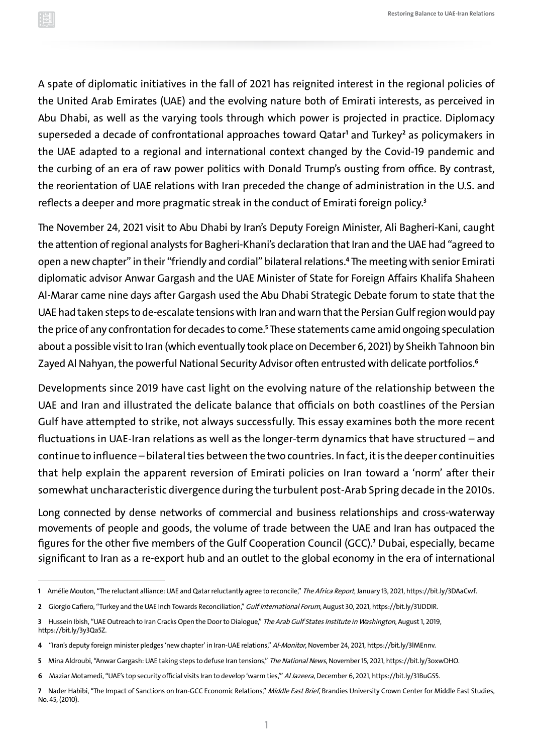A spate of diplomatic initiatives in the fall of 2021 has reignited interest in the regional policies of the United Arab Emirates (UAE) and the evolving nature both of Emirati interests, as perceived in Abu Dhabi, as well as the varying tools through which power is projected in practice. Diplomacy superseded a decade of confrontational approaches toward Qatar[1] and Turkey[2] as policymakers in the UAE adapted to a regional and international context changed by the Covid-19 pandemic and the curbing of an era of raw power politics with Donald Trump's ousting from office. By contrast, the reorientation of UAE relations with Iran preceded the change of administration in the U.S. and reflects a deeper and more pragmatic streak in the conduct of Emirati foreign policy.[3]

The November 24, 2021 visit to Abu Dhabi by Iran's Deputy Foreign Minister, Ali Bagheri-Kani, caught the attention of regional analysts for Bagheri-Khani's declaration that Iran and the UAE had "agreed to open a new chapter" in their "friendly and cordial" bilateral relations.[4] The meeting with senior Emirati diplomatic advisor Anwar Gargash and the UAE Minister of State for Foreign Affairs Khalifa Shaheen Al-Marar came nine days after Gargash used the Abu Dhabi Strategic Debate forum to state that the UAE had taken steps to de-escalate tensions with Iran and warn that the Persian Gulf region would pay the price of any confrontation for decades to come.[5] These statements came amid ongoing speculation about a possible visit to Iran (which eventually took place on December 6, 2021) by Sheikh Tahnoon bin Zayed Al Nahyan, the powerful National Security Advisor often entrusted with delicate portfolios.[6]

Developments since 2019 have cast light on the evolving nature of the relationship between the UAE and Iran and illustrated the delicate balance that officials on both coastlines of the Persian Gulf have attempted to strike, not always successfully. This essay examines both the more recent fluctuations in UAE-Iran relations as well as the longer-term dynamics that have structured – and continue to influence – bilateral ties between the two countries. In fact, it is the deeper continuities that help explain the apparent reversion of Emirati policies on Iran toward a 'norm' after their somewhat uncharacteristic divergence during the turbulent post-Arab Spring decade in the 2010s.

Long connected by dense networks of commercial and business relationships and cross-waterway movements of people and goods, the volume of trade between the UAE and Iran has outpaced the figures for the other five members of the Gulf Cooperation Council (GCC).[7] Dubai, especially, became significant to Iran as a re-export hub and an outlet to the global economy in the era of international

---

1 Amélie Mouton, "The reluctant alliance: UAE and Qatar reluctantly agree to reconcile," *The Africa Report*, January 13, 2021, https://bit.ly/3DAaCwf.

2 Giorgio Cafiero, "Turkey and the UAE Inch Towards Reconciliation," *Gulf International Forum*, August 30, 2021, https://bit.ly/31JDDIR.

3 Hussein Ibish, "UAE Outreach to Iran Cracks Open the Door to Dialogue," *The Arab Gulf States Institute in Washington*, August 1, 2019, https://bit.ly/3y3Qa5Z.

4 "Iran's deputy foreign minister pledges 'new chapter' in Iran-UAE relations," *Al-Monitor*, November 24, 2021, https://bit.ly/3lMEnnv.

5 Mina Aldroubi, "Anwar Gargash: UAE taking steps to defuse Iran tensions," *The National News*, November 15, 2021, https://bit.ly/3oxwDHO.

6 Maziar Motamedi, "UAE's top security official visits Iran to develop 'warm ties,'" *Al Jazeera*, December 6, 2021, https://bit.ly/31BuGS5.

7 Nader Habibi, "The Impact of Sanctions on Iran-GCC Economic Relations," *Middle East Brief*, Brandies University Crown Center for Middle East Studies, No. 45, (2010).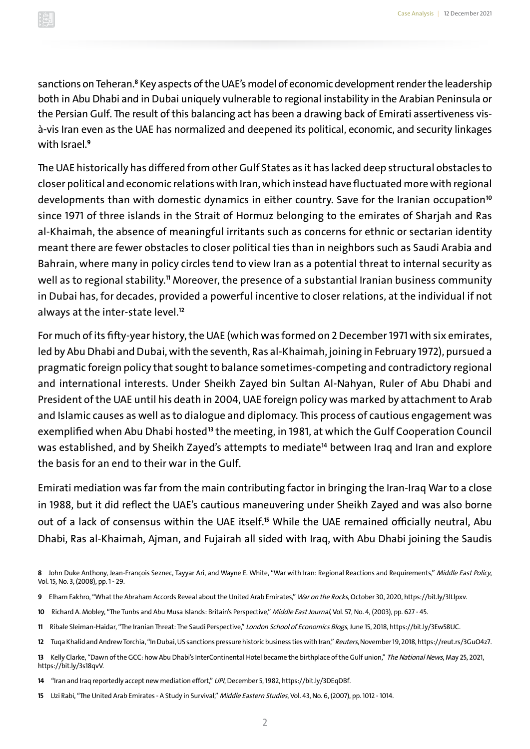sanctions on Teheran.[8] Key aspects of the UAE's model of economic development render the leadership both in Abu Dhabi and in Dubai uniquely vulnerable to regional instability in the Arabian Peninsula or the Persian Gulf. The result of this balancing act has been a drawing back of Emirati assertiveness vis-à-vis Iran even as the UAE has normalized and deepened its political, economic, and security linkages with Israel.[9]

The UAE historically has differed from other Gulf States as it has lacked deep structural obstacles to closer political and economic relations with Iran, which instead have fluctuated more with regional developments than with domestic dynamics in either country. Save for the Iranian occupation[10] since 1971 of three islands in the Strait of Hormuz belonging to the emirates of Sharjah and Ras al-Khaimah, the absence of meaningful irritants such as concerns for ethnic or sectarian identity meant there are fewer obstacles to closer political ties than in neighbors such as Saudi Arabia and Bahrain, where many in policy circles tend to view Iran as a potential threat to internal security as well as to regional stability.[11] Moreover, the presence of a substantial Iranian business community in Dubai has, for decades, provided a powerful incentive to closer relations, at the individual if not always at the inter-state level.[12]

For much of its fifty-year history, the UAE (which was formed on 2 December 1971 with six emirates, led by Abu Dhabi and Dubai, with the seventh, Ras al-Khaimah, joining in February 1972), pursued a pragmatic foreign policy that sought to balance sometimes-competing and contradictory regional and international interests. Under Sheikh Zayed bin Sultan Al-Nahyan, Ruler of Abu Dhabi and President of the UAE until his death in 2004, UAE foreign policy was marked by attachment to Arab and Islamic causes as well as to dialogue and diplomacy. This process of cautious engagement was exemplified when Abu Dhabi hosted[13] the meeting, in 1981, at which the Gulf Cooperation Council was established, and by Sheikh Zayed's attempts to mediate[14] between Iraq and Iran and explore the basis for an end to their war in the Gulf.

Emirati mediation was far from the main contributing factor in bringing the Iran-Iraq War to a close in 1988, but it did reflect the UAE's cautious maneuvering under Sheikh Zayed and was also borne out of a lack of consensus within the UAE itself.[15] While the UAE remained officially neutral, Abu Dhabi, Ras al-Khaimah, Ajman, and Fujairah all sided with Iraq, with Abu Dhabi joining the Saudis

---

**8** John Duke Anthony, Jean-François Seznec, Tayyar Ari, and Wayne E. White, "War with Iran: Regional Reactions and Requirements," *Middle East Policy*, Vol. 15, No. 3, (2008), pp. 1 - 29.

**9** Elham Fakhro, "What the Abraham Accords Reveal about the United Arab Emirates," *War on the Rocks*, October 30, 2020, https://bit.ly/3lLlpxv.

**10** Richard A. Mobley, "The Tunbs and Abu Musa Islands: Britain's Perspective," *Middle East Journal*, Vol. 57, No. 4, (2003), pp. 627 - 45.

**11** Ribale Sleiman-Haidar, "The Iranian Threat: The Saudi Perspective," *London School of Economics Blogs*, June 15, 2018, https://bit.ly/3Ew58UC.

**12** Tuqa Khalid and Andrew Torchia, "In Dubai, US sanctions pressure historic business ties with Iran," *Reuters*, November 19, 2018, https://reut.rs/3GuO4z7.

**13** Kelly Clarke, "Dawn of the GCC: how Abu Dhabi's InterContinental Hotel became the birthplace of the Gulf union," *The National News*, May 25, 2021, https://bit.ly/3s18qvV.

**14** "Iran and Iraq reportedly accept new mediation effort," *UPI*, December 5, 1982, https://bit.ly/3DEqDBf.

**15** Uzi Rabi, "The United Arab Emirates - A Study in Survival," *Middle Eastern Studies*, Vol. 43, No. 6, (2007), pp. 1012 - 1014.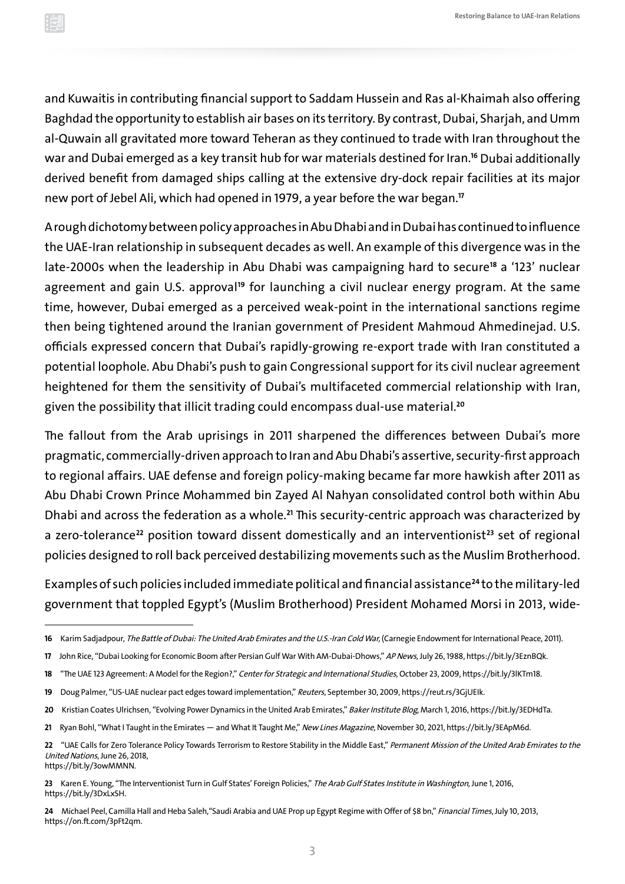and Kuwaitis in contributing financial support to Saddam Hussein and Ras al-Khaimah also offering Baghdad the opportunity to establish air bases on its territory. By contrast, Dubai, Sharjah, and Umm al-Quwain all gravitated more toward Teheran as they continued to trade with Iran throughout the war and Dubai emerged as a key transit hub for war materials destined for Iran.[16] Dubai additionally derived benefit from damaged ships calling at the extensive dry-dock repair facilities at its major new port of Jebel Ali, which had opened in 1979, a year before the war began.[17]

A rough dichotomy between policy approaches in Abu Dhabi and in Dubai has continued to influence the UAE-Iran relationship in subsequent decades as well. An example of this divergence was in the late-2000s when the leadership in Abu Dhabi was campaigning hard to secure[18] a '123' nuclear agreement and gain U.S. approval[19] for launching a civil nuclear energy program. At the same time, however, Dubai emerged as a perceived weak-point in the international sanctions regime then being tightened around the Iranian government of President Mahmoud Ahmedinejad. U.S. officials expressed concern that Dubai's rapidly-growing re-export trade with Iran constituted a potential loophole. Abu Dhabi's push to gain Congressional support for its civil nuclear agreement heightened for them the sensitivity of Dubai's multifaceted commercial relationship with Iran, given the possibility that illicit trading could encompass dual-use material.[20]

The fallout from the Arab uprisings in 2011 sharpened the differences between Dubai's more pragmatic, commercially-driven approach to Iran and Abu Dhabi's assertive, security-first approach to regional affairs. UAE defense and foreign policy-making became far more hawkish after 2011 as Abu Dhabi Crown Prince Mohammed bin Zayed Al Nahyan consolidated control both within Abu Dhabi and across the federation as a whole.[21] This security-centric approach was characterized by a zero-tolerance[22] position toward dissent domestically and an interventionist[23] set of regional policies designed to roll back perceived destabilizing movements such as the Muslim Brotherhood.

Examples of such policies included immediate political and financial assistance[24] to the military-led government that toppled Egypt's (Muslim Brotherhood) President Mohamed Morsi in 2013, wide-

---

16 Karim Sadjadpour, *The Battle of Dubai: The United Arab Emirates and the U.S.-Iran Cold War*, (Carnegie Endowment for International Peace, 2011).

17 John Rice, "Dubai Looking for Economic Boom after Persian Gulf War With AM-Dubai-Dhows," *AP News*, July 26, 1988, https://bit.ly/3EznBQk.

18 "The UAE 123 Agreement: A Model for the Region?," *Center for Strategic and International Studies*, October 23, 2009, https://bit.ly/3lKTm18.

19 Doug Palmer, "US-UAE nuclear pact edges toward implementation," *Reuters*, September 30, 2009, https://reut.rs/3GjUEIk.

20 Kristian Coates Ulrichsen, "Evolving Power Dynamics in the United Arab Emirates," *Baker Institute Blog*, March 1, 2016, https://bit.ly/3EDHdTa.

21 Ryan Bohl, "What I Taught in the Emirates — and What It Taught Me," *New Lines Magazine*, November 30, 2021, https://bit.ly/3EApM6d.

22 "UAE Calls for Zero Tolerance Policy Towards Terrorism to Restore Stability in the Middle East," *Permanent Mission of the United Arab Emirates to the United Nations*, June 26, 2018, https://bit.ly/3owMMNN.

23 Karen E. Young, "The Interventionist Turn in Gulf States' Foreign Policies," *The Arab Gulf States Institute in Washington*, June 1, 2016, https://bit.ly/3DxLxSH.

24 Michael Peel, Camilla Hall and Heba Saleh, "Saudi Arabia and UAE Prop up Egypt Regime with Offer of $8 bn," *Financial Times*, July 10, 2013, https://on.ft.com/3pFt2qm.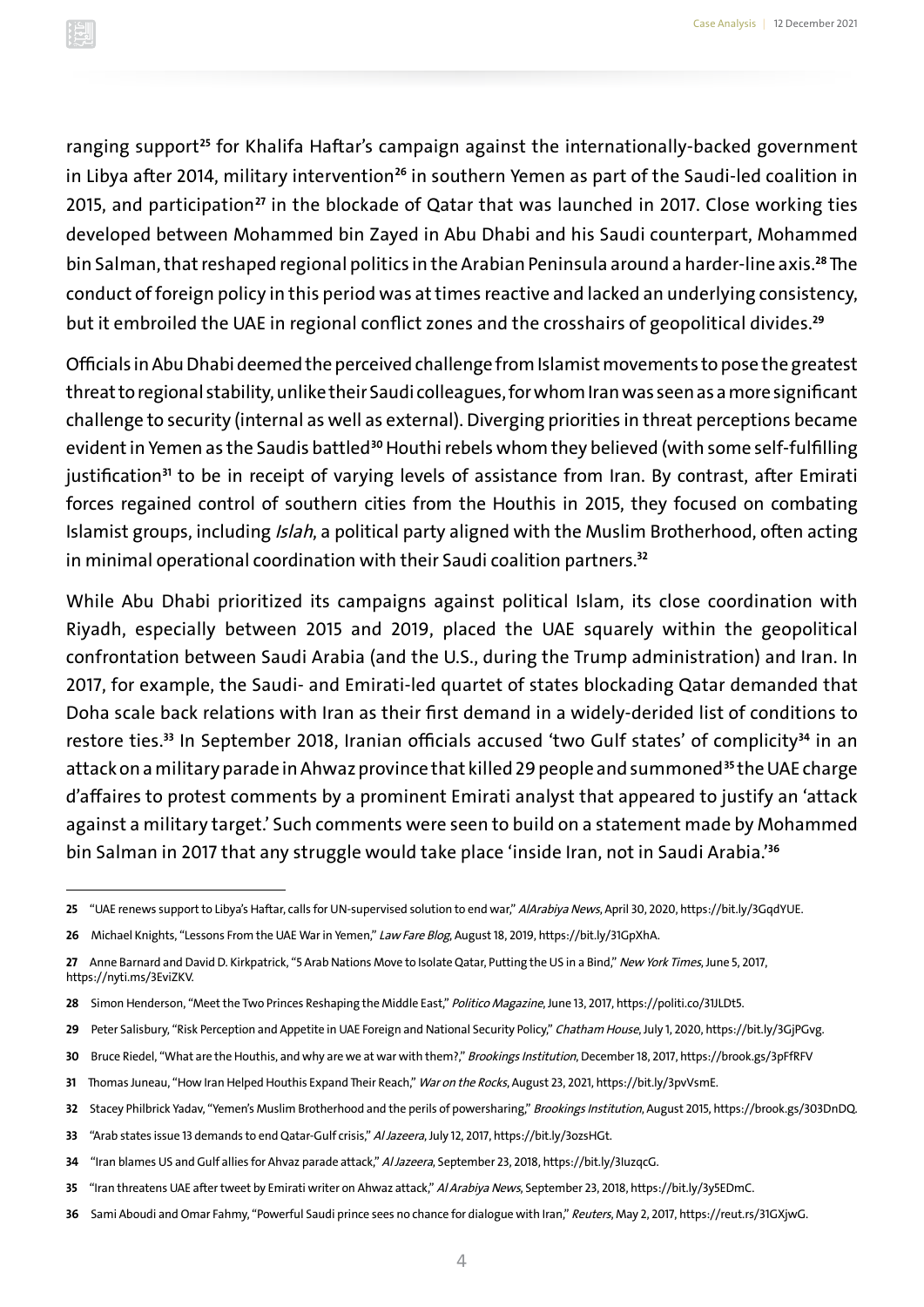ranging support[25] for Khalifa Haftar's campaign against the internationally-backed government in Libya after 2014, military intervention[26] in southern Yemen as part of the Saudi-led coalition in 2015, and participation[27] in the blockade of Qatar that was launched in 2017. Close working ties developed between Mohammed bin Zayed in Abu Dhabi and his Saudi counterpart, Mohammed bin Salman, that reshaped regional politics in the Arabian Peninsula around a harder-line axis.[28] The conduct of foreign policy in this period was at times reactive and lacked an underlying consistency, but it embroiled the UAE in regional conflict zones and the crosshairs of geopolitical divides.[29]

Officials in Abu Dhabi deemed the perceived challenge from Islamist movements to pose the greatest threat to regional stability, unlike their Saudi colleagues, for whom Iran was seen as a more significant challenge to security (internal as well as external). Diverging priorities in threat perceptions became evident in Yemen as the Saudis battled[30] Houthi rebels whom they believed (with some self-fulfilling justification[31] to be in receipt of varying levels of assistance from Iran. By contrast, after Emirati forces regained control of southern cities from the Houthis in 2015, they focused on combating Islamist groups, including *Islah*, a political party aligned with the Muslim Brotherhood, often acting in minimal operational coordination with their Saudi coalition partners.[32]

While Abu Dhabi prioritized its campaigns against political Islam, its close coordination with Riyadh, especially between 2015 and 2019, placed the UAE squarely within the geopolitical confrontation between Saudi Arabia (and the U.S., during the Trump administration) and Iran. In 2017, for example, the Saudi- and Emirati-led quartet of states blockading Qatar demanded that Doha scale back relations with Iran as their first demand in a widely-derided list of conditions to restore ties.[33] In September 2018, Iranian officials accused 'two Gulf states' of complicity[34] in an attack on a military parade in Ahwaz province that killed 29 people and summoned[35] the UAE charge d'affaires to protest comments by a prominent Emirati analyst that appeared to justify an 'attack against a military target.' Such comments were seen to build on a statement made by Mohammed bin Salman in 2017 that any struggle would take place 'inside Iran, not in Saudi Arabia.'[36]

---

**25** "UAE renews support to Libya's Haftar, calls for UN-supervised solution to end war," *AlArabiya News*, April 30, 2020, https://bit.ly/3GqdYUE.

**26** Michael Knights, "Lessons From the UAE War in Yemen," *Law Fare Blog*, August 18, 2019, https://bit.ly/31GpXhA.

**27** Anne Barnard and David D. Kirkpatrick, "5 Arab Nations Move to Isolate Qatar, Putting the US in a Bind," *New York Times*, June 5, 2017, https://nyti.ms/3EviZKV.

**28** Simon Henderson, "Meet the Two Princes Reshaping the Middle East," *Politico Magazine*, June 13, 2017, https://politi.co/31JLDt5.

**29** Peter Salisbury, "Risk Perception and Appetite in UAE Foreign and National Security Policy," *Chatham House*, July 1, 2020, https://bit.ly/3GjPGvg.

**30** Bruce Riedel, "What are the Houthis, and why are we at war with them?," *Brookings Institution*, December 18, 2017, https://brook.gs/3pFfRFV

**31** Thomas Juneau, "How Iran Helped Houthis Expand Their Reach," *War on the Rocks*, August 23, 2021, https://bit.ly/3pvVsmE.

**32** Stacey Philbrick Yadav, "Yemen's Muslim Brotherhood and the perils of powersharing," *Brookings Institution*, August 2015, https://brook.gs/303DnDQ.

**33** "Arab states issue 13 demands to end Qatar-Gulf crisis," *Al Jazeera*, July 12, 2017, https://bit.ly/3ozsHGt.

**34** "Iran blames US and Gulf allies for Ahvaz parade attack," *Al Jazeera*, September 23, 2018, https://bit.ly/3IuzqcG.

**35** "Iran threatens UAE after tweet by Emirati writer on Ahwaz attack," *Al Arabiya News*, September 23, 2018, https://bit.ly/3y5EDmC.

**36** Sami Aboudi and Omar Fahmy, "Powerful Saudi prince sees no chance for dialogue with Iran," *Reuters*, May 2, 2017, https://reut.rs/31GXjwG.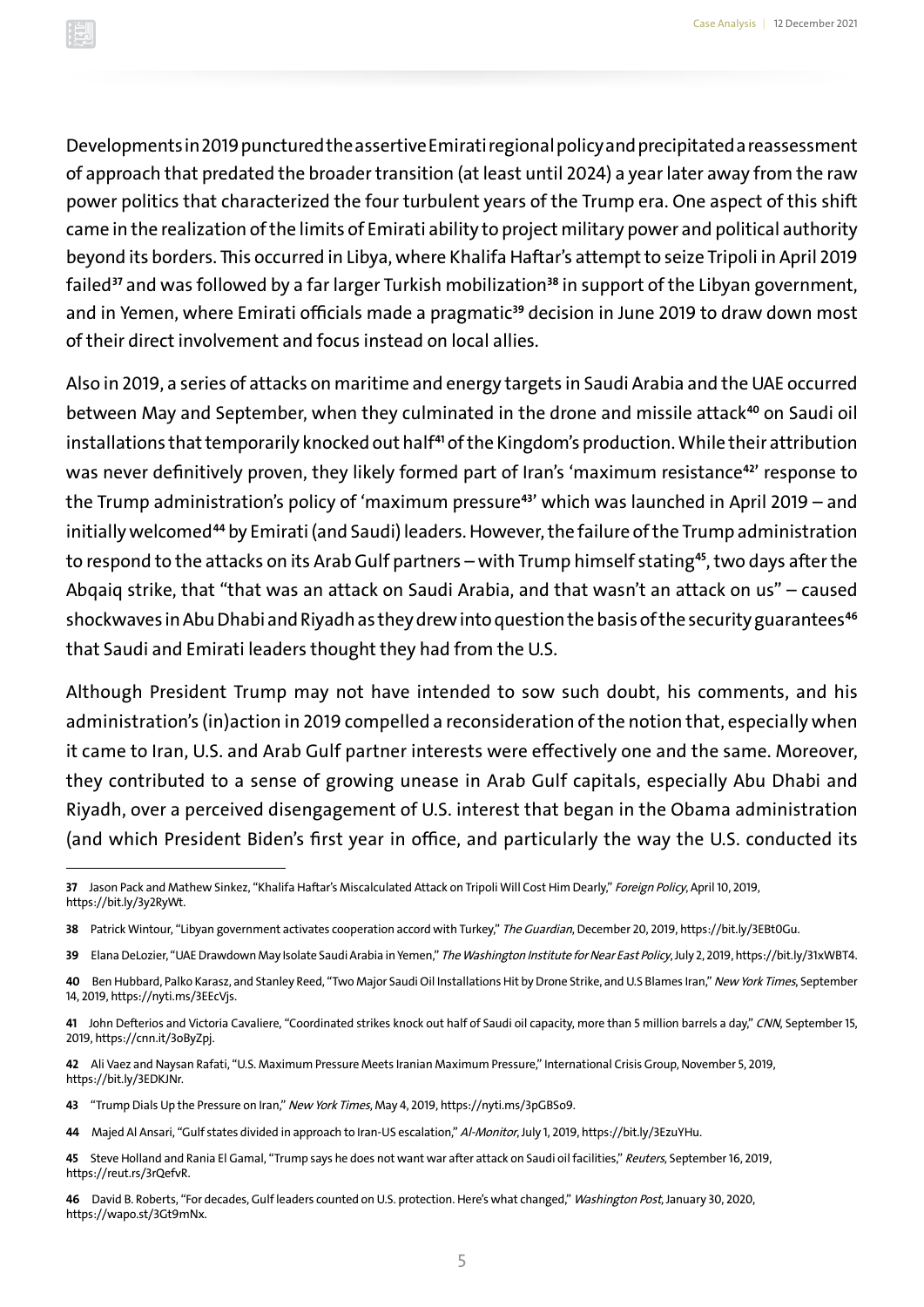Developments in 2019 punctured the assertive Emirati regional policy and precipitated a reassessment of approach that predated the broader transition (at least until 2024) a year later away from the raw power politics that characterized the four turbulent years of the Trump era. One aspect of this shift came in the realization of the limits of Emirati ability to project military power and political authority beyond its borders. This occurred in Libya, where Khalifa Haftar's attempt to seize Tripoli in April 2019 failed[37] and was followed by a far larger Turkish mobilization[38] in support of the Libyan government, and in Yemen, where Emirati officials made a pragmatic[39] decision in June 2019 to draw down most of their direct involvement and focus instead on local allies.

Also in 2019, a series of attacks on maritime and energy targets in Saudi Arabia and the UAE occurred between May and September, when they culminated in the drone and missile attack[40] on Saudi oil installations that temporarily knocked out half[41] of the Kingdom's production. While their attribution was never definitively proven, they likely formed part of Iran's 'maximum resistance[42]' response to the Trump administration's policy of 'maximum pressure[43]' which was launched in April 2019 – and initially welcomed[44] by Emirati (and Saudi) leaders. However, the failure of the Trump administration to respond to the attacks on its Arab Gulf partners – with Trump himself stating[45], two days after the Abqaiq strike, that "that was an attack on Saudi Arabia, and that wasn't an attack on us" – caused shockwaves in Abu Dhabi and Riyadh as they drew into question the basis of the security guarantees[46] that Saudi and Emirati leaders thought they had from the U.S.

Although President Trump may not have intended to sow such doubt, his comments, and his administration's (in)action in 2019 compelled a reconsideration of the notion that, especially when it came to Iran, U.S. and Arab Gulf partner interests were effectively one and the same. Moreover, they contributed to a sense of growing unease in Arab Gulf capitals, especially Abu Dhabi and Riyadh, over a perceived disengagement of U.S. interest that began in the Obama administration (and which President Biden's first year in office, and particularly the way the U.S. conducted its

---

**37** Jason Pack and Mathew Sinkez, "Khalifa Haftar's Miscalculated Attack on Tripoli Will Cost Him Dearly," *Foreign Policy*, April 10, 2019, https://bit.ly/3y2RyWt.

**38** Patrick Wintour, "Libyan government activates cooperation accord with Turkey," *The Guardian*, December 20, 2019, https://bit.ly/3EBt0Gu.

**39** Elana DeLozier, "UAE Drawdown May Isolate Saudi Arabia in Yemen," *The Washington Institute for Near East Policy*, July 2, 2019, https://bit.ly/31xWBT4.

**40** Ben Hubbard, Palko Karasz, and Stanley Reed, "Two Major Saudi Oil Installations Hit by Drone Strike, and U.S Blames Iran," *New York Times*, September 14, 2019, https://nyti.ms/3EEcVjs.

**41** John Defterios and Victoria Cavaliere, "Coordinated strikes knock out half of Saudi oil capacity, more than 5 million barrels a day," *CNN*, September 15, 2019, https://cnn.it/3oByZpj.

**42** Ali Vaez and Naysan Rafati, "U.S. Maximum Pressure Meets Iranian Maximum Pressure," International Crisis Group, November 5, 2019, https://bit.ly/3EDKJNr.

**43** "Trump Dials Up the Pressure on Iran," *New York Times*, May 4, 2019, https://nyti.ms/3pGBSo9.

**44** Majed Al Ansari, "Gulf states divided in approach to Iran-US escalation," *Al-Monitor*, July 1, 2019, https://bit.ly/3EzuYHu.

**45** Steve Holland and Rania El Gamal, "Trump says he does not want war after attack on Saudi oil facilities," *Reuters*, September 16, 2019, https://reut.rs/3rQefvR.

**46** David B. Roberts, "For decades, Gulf leaders counted on U.S. protection. Here's what changed," *Washington Post*, January 30, 2020, https://wapo.st/3Gt9mNx.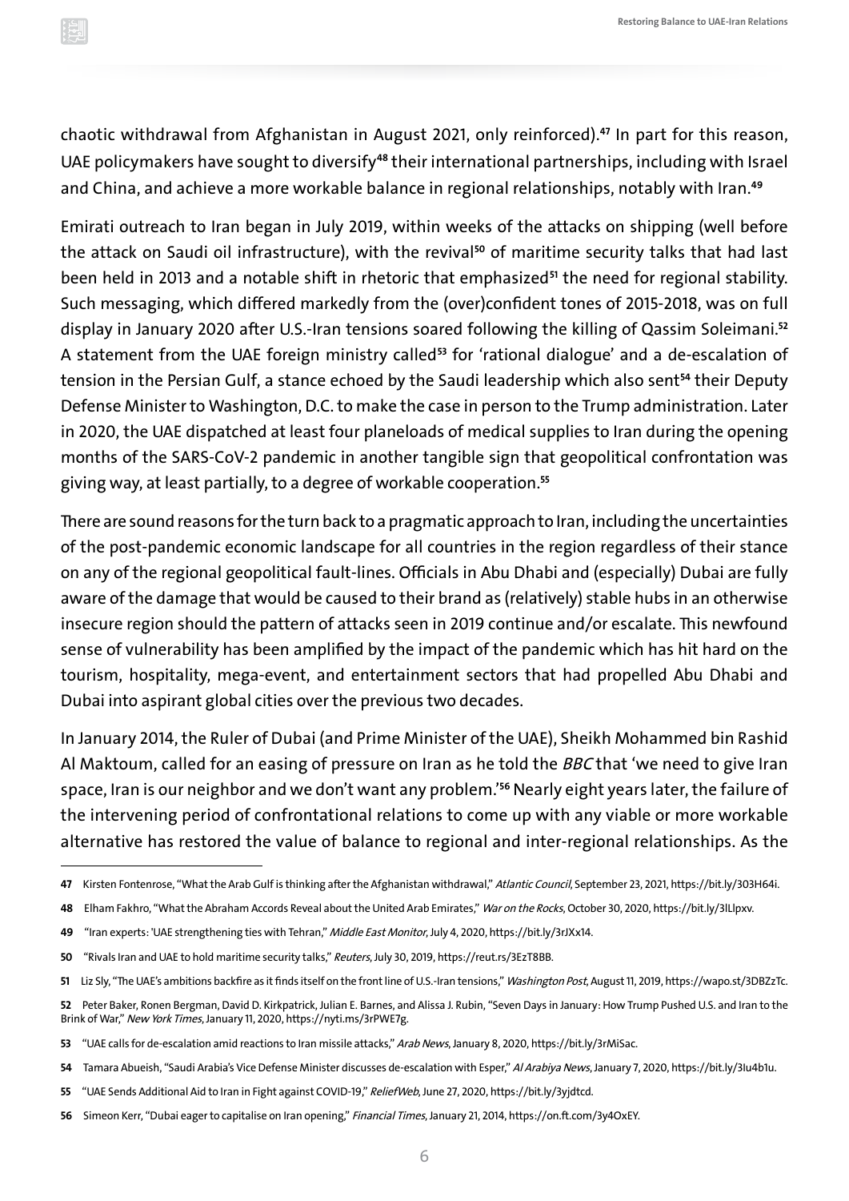chaotic withdrawal from Afghanistan in August 2021, only reinforced).[47] In part for this reason, UAE policymakers have sought to diversify[48] their international partnerships, including with Israel and China, and achieve a more workable balance in regional relationships, notably with Iran.[49]

Emirati outreach to Iran began in July 2019, within weeks of the attacks on shipping (well before the attack on Saudi oil infrastructure), with the revival[50] of maritime security talks that had last been held in 2013 and a notable shift in rhetoric that emphasized[51] the need for regional stability. Such messaging, which differed markedly from the (over)confident tones of 2015-2018, was on full display in January 2020 after U.S.-Iran tensions soared following the killing of Qassim Soleimani.[52] A statement from the UAE foreign ministry called[53] for 'rational dialogue' and a de-escalation of tension in the Persian Gulf, a stance echoed by the Saudi leadership which also sent[54] their Deputy Defense Minister to Washington, D.C. to make the case in person to the Trump administration. Later in 2020, the UAE dispatched at least four planeloads of medical supplies to Iran during the opening months of the SARS-CoV-2 pandemic in another tangible sign that geopolitical confrontation was giving way, at least partially, to a degree of workable cooperation.[55]

There are sound reasons for the turn back to a pragmatic approach to Iran, including the uncertainties of the post-pandemic economic landscape for all countries in the region regardless of their stance on any of the regional geopolitical fault-lines. Officials in Abu Dhabi and (especially) Dubai are fully aware of the damage that would be caused to their brand as (relatively) stable hubs in an otherwise insecure region should the pattern of attacks seen in 2019 continue and/or escalate. This newfound sense of vulnerability has been amplified by the impact of the pandemic which has hit hard on the tourism, hospitality, mega-event, and entertainment sectors that had propelled Abu Dhabi and Dubai into aspirant global cities over the previous two decades.

In January 2014, the Ruler of Dubai (and Prime Minister of the UAE), Sheikh Mohammed bin Rashid Al Maktoum, called for an easing of pressure on Iran as he told the *BBC* that 'we need to give Iran space, Iran is our neighbor and we don't want any problem.'[56] Nearly eight years later, the failure of the intervening period of confrontational relations to come up with any viable or more workable alternative has restored the value of balance to regional and inter-regional relationships. As the

---

47 Kirsten Fontenrose, "What the Arab Gulf is thinking after the Afghanistan withdrawal," *Atlantic Council*, September 23, 2021, https://bit.ly/303H64i.

48 Elham Fakhro, "What the Abraham Accords Reveal about the United Arab Emirates," *War on the Rocks*, October 30, 2020, https://bit.ly/3lLlpxv.

49 "Iran experts: 'UAE strengthening ties with Tehran," *Middle East Monitor*, July 4, 2020, https://bit.ly/3rJXx14.

50 "Rivals Iran and UAE to hold maritime security talks," *Reuters*, July 30, 2019, https://reut.rs/3EzT8BB.

51 Liz Sly, "The UAE's ambitions backfire as it finds itself on the front line of U.S.-Iran tensions," *Washington Post*, August 11, 2019, https://wapo.st/3DBZzTc.

52 Peter Baker, Ronen Bergman, David D. Kirkpatrick, Julian E. Barnes, and Alissa J. Rubin, "Seven Days in January: How Trump Pushed U.S. and Iran to the Brink of War," *New York Times*, January 11, 2020, https://nyti.ms/3rPWE7g.

53 "UAE calls for de-escalation amid reactions to Iran missile attacks," *Arab News*, January 8, 2020, https://bit.ly/3rMiSac.

54 Tamara Abueish, "Saudi Arabia's Vice Defense Minister discusses de-escalation with Esper," *Al Arabiya News*, January 7, 2020, https://bit.ly/3Iu4b1u.

55 "UAE Sends Additional Aid to Iran in Fight against COVID-19," *ReliefWeb*, June 27, 2020, https://bit.ly/3yjdtcd.

56 Simeon Kerr, "Dubai eager to capitalise on Iran opening," *Financial Times*, January 21, 2014, https://on.ft.com/3y4OxEY.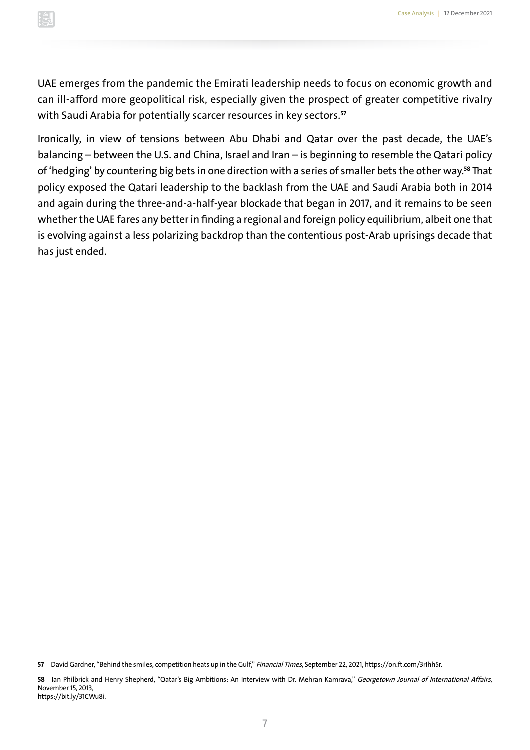UAE emerges from the pandemic the Emirati leadership needs to focus on economic growth and can ill-afford more geopolitical risk, especially given the prospect of greater competitive rivalry with Saudi Arabia for potentially scarcer resources in key sectors.[57]

Ironically, in view of tensions between Abu Dhabi and Qatar over the past decade, the UAE's balancing – between the U.S. and China, Israel and Iran – is beginning to resemble the Qatari policy of 'hedging' by countering big bets in one direction with a series of smaller bets the other way.[58] That policy exposed the Qatari leadership to the backlash from the UAE and Saudi Arabia both in 2014 and again during the three-and-a-half-year blockade that began in 2017, and it remains to be seen whether the UAE fares any better in finding a regional and foreign policy equilibrium, albeit one that is evolving against a less polarizing backdrop than the contentious post-Arab uprisings decade that has just ended.

---

**57** David Gardner, "Behind the smiles, competition heats up in the Gulf," *Financial Times*, September 22, 2021, https://on.ft.com/3rIhh5r.

**58** Ian Philbrick and Henry Shepherd, "Qatar's Big Ambitions: An Interview with Dr. Mehran Kamrava," *Georgetown Journal of International Affairs*, November 15, 2013, https://bit.ly/31CWu8i.